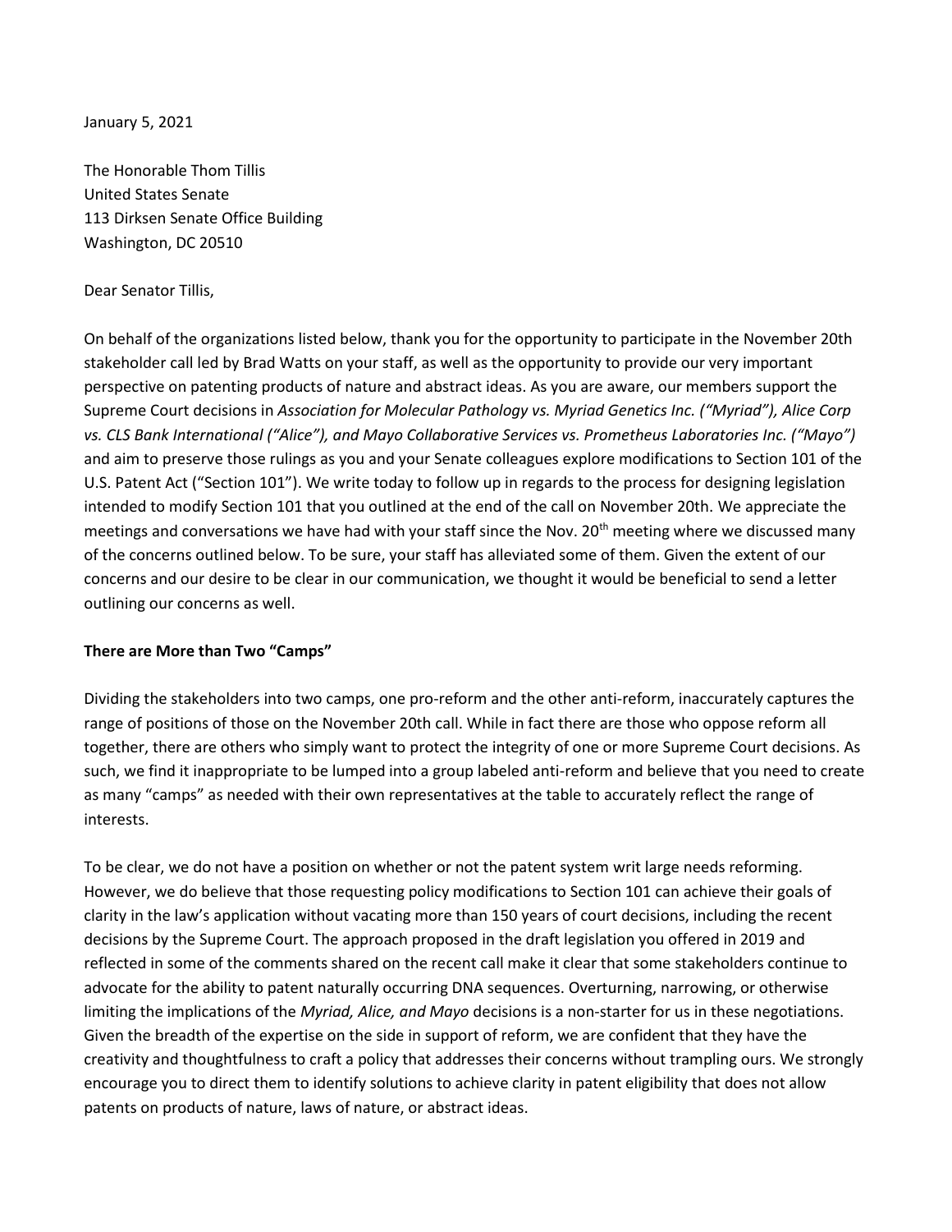January 5, 2021

The Honorable Thom Tillis
United States Senate
113 Dirksen Senate Office Building
Washington, DC 20510

Dear Senator Tillis,

On behalf of the organizations listed below, thank you for the opportunity to participate in the November 20th stakeholder call led by Brad Watts on your staff, as well as the opportunity to provide our very important perspective on patenting products of nature and abstract ideas. As you are aware, our members support the Supreme Court decisions in *Association for Molecular Pathology vs. Myriad Genetics Inc. ("Myriad"), Alice Corp vs. CLS Bank International ("Alice"), and Mayo Collaborative Services vs. Prometheus Laboratories Inc. ("Mayo")* and aim to preserve those rulings as you and your Senate colleagues explore modifications to Section 101 of the U.S. Patent Act ("Section 101"). We write today to follow up in regards to the process for designing legislation intended to modify Section 101 that you outlined at the end of the call on November 20th. We appreciate the meetings and conversations we have had with your staff since the Nov. 20th meeting where we discussed many of the concerns outlined below. To be sure, your staff has alleviated some of them. Given the extent of our concerns and our desire to be clear in our communication, we thought it would be beneficial to send a letter outlining our concerns as well.

**There are More than Two "Camps"**

Dividing the stakeholders into two camps, one pro-reform and the other anti-reform, inaccurately captures the range of positions of those on the November 20th call. While in fact there are those who oppose reform all together, there are others who simply want to protect the integrity of one or more Supreme Court decisions. As such, we find it inappropriate to be lumped into a group labeled anti-reform and believe that you need to create as many "camps" as needed with their own representatives at the table to accurately reflect the range of interests.

To be clear, we do not have a position on whether or not the patent system writ large needs reforming. However, we do believe that those requesting policy modifications to Section 101 can achieve their goals of clarity in the law's application without vacating more than 150 years of court decisions, including the recent decisions by the Supreme Court. The approach proposed in the draft legislation you offered in 2019 and reflected in some of the comments shared on the recent call make it clear that some stakeholders continue to advocate for the ability to patent naturally occurring DNA sequences. Overturning, narrowing, or otherwise limiting the implications of the *Myriad, Alice, and Mayo* decisions is a non-starter for us in these negotiations. Given the breadth of the expertise on the side in support of reform, we are confident that they have the creativity and thoughtfulness to craft a policy that addresses their concerns without trampling ours. We strongly encourage you to direct them to identify solutions to achieve clarity in patent eligibility that does not allow patents on products of nature, laws of nature, or abstract ideas.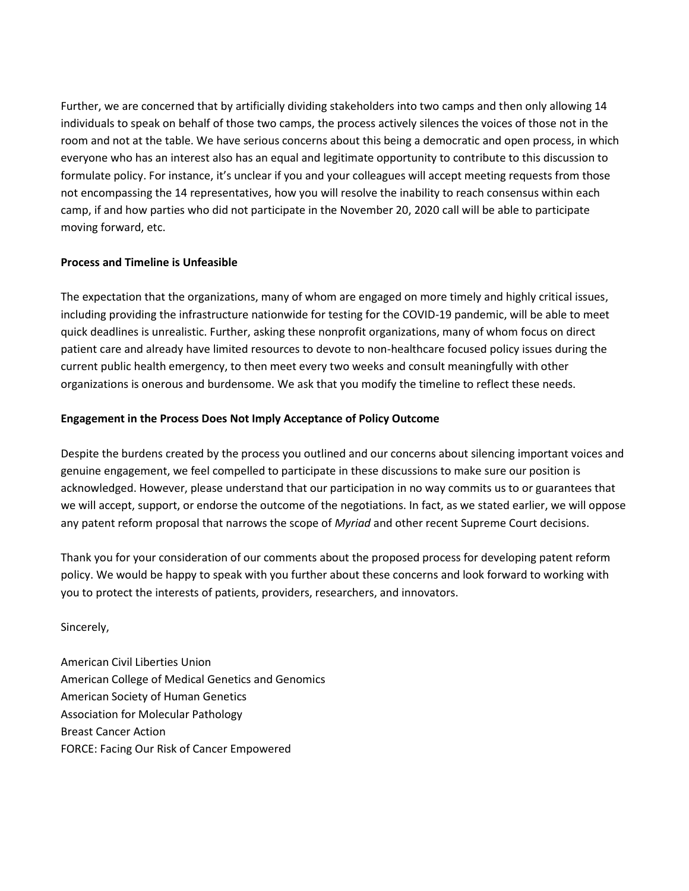Further, we are concerned that by artificially dividing stakeholders into two camps and then only allowing 14 individuals to speak on behalf of those two camps, the process actively silences the voices of those not in the room and not at the table. We have serious concerns about this being a democratic and open process, in which everyone who has an interest also has an equal and legitimate opportunity to contribute to this discussion to formulate policy. For instance, it's unclear if you and your colleagues will accept meeting requests from those not encompassing the 14 representatives, how you will resolve the inability to reach consensus within each camp, if and how parties who did not participate in the November 20, 2020 call will be able to participate moving forward, etc.

**Process and Timeline is Unfeasible**

The expectation that the organizations, many of whom are engaged on more timely and highly critical issues, including providing the infrastructure nationwide for testing for the COVID-19 pandemic, will be able to meet quick deadlines is unrealistic. Further, asking these nonprofit organizations, many of whom focus on direct patient care and already have limited resources to devote to non-healthcare focused policy issues during the current public health emergency, to then meet every two weeks and consult meaningfully with other organizations is onerous and burdensome. We ask that you modify the timeline to reflect these needs.

**Engagement in the Process Does Not Imply Acceptance of Policy Outcome**

Despite the burdens created by the process you outlined and our concerns about silencing important voices and genuine engagement, we feel compelled to participate in these discussions to make sure our position is acknowledged. However, please understand that our participation in no way commits us to or guarantees that we will accept, support, or endorse the outcome of the negotiations. In fact, as we stated earlier, we will oppose any patent reform proposal that narrows the scope of *Myriad* and other recent Supreme Court decisions.

Thank you for your consideration of our comments about the proposed process for developing patent reform policy. We would be happy to speak with you further about these concerns and look forward to working with you to protect the interests of patients, providers, researchers, and innovators.

Sincerely,

American Civil Liberties Union
American College of Medical Genetics and Genomics
American Society of Human Genetics
Association for Molecular Pathology
Breast Cancer Action
FORCE: Facing Our Risk of Cancer Empowered